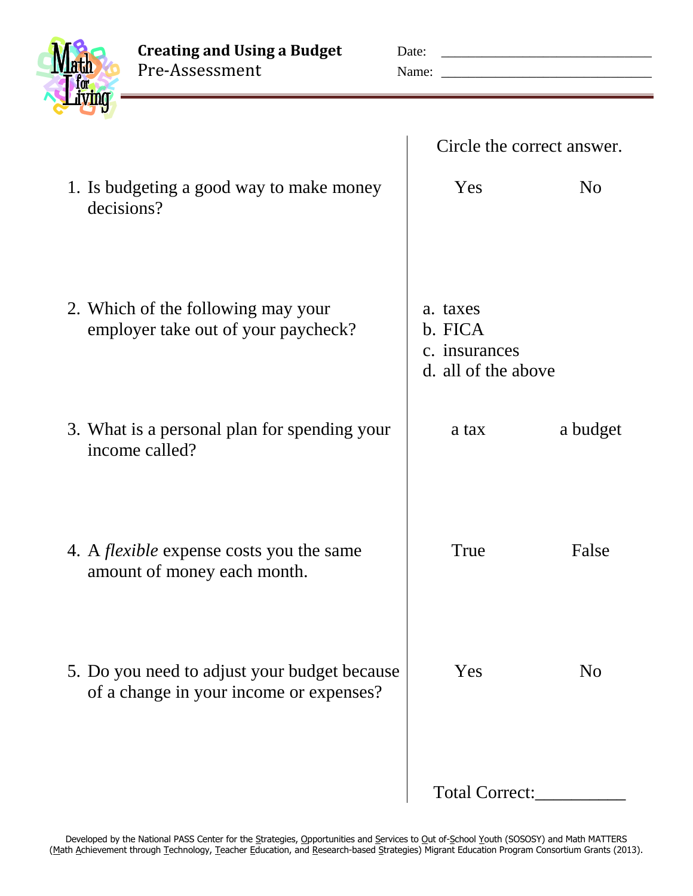# Creating and Using a Budget

Pre-Assessment

Date: ______________________________

Name: ______________________________

| | Circle the correct answer. | |
|---|---|---|
| 1. Is budgeting a good way to make money decisions? | Yes | No |
| 2. Which of the following may your employer take out of your paycheck? | a. taxes<br>b. FICA<br>c. insurances<br>d. all of the above | |
| 3. What is a personal plan for spending your income called? | a tax | a budget |
| 4. A *flexible* expense costs you the same amount of money each month. | True | False |
| 5. Do you need to adjust your budget because of a change in your income or expenses? | Yes | No |

Total Correct:__________

Developed by the National PASS Center for the Strategies, Opportunities and Services to Out of-School Youth (SOSOSY) and Math MATTERS (Math Achievement through Technology, Teacher Education, and Research-based Strategies) Migrant Education Program Consortium Grants (2013).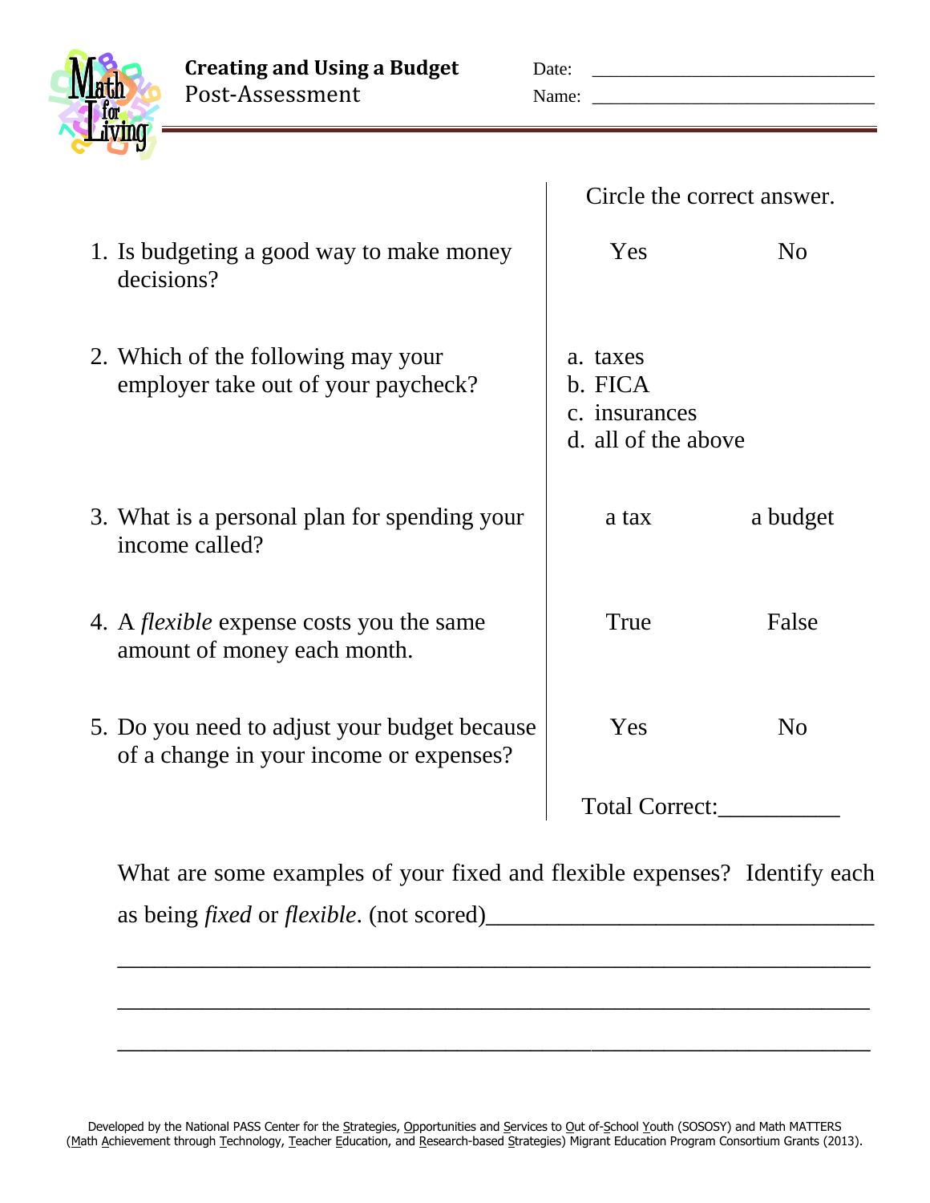# Creating and Using a Budget
## Post-Assessment

Date: ______________________________

Name: ______________________________

| | Circle the correct answer. | |
|---|---|---|
| 1. Is budgeting a good way to make money decisions? | Yes | No |
| 2. Which of the following may your employer take out of your paycheck? | a. taxes<br>b. FICA<br>c. insurances<br>d. all of the above | |
| 3. What is a personal plan for spending your income called? | a tax | a budget |
| 4. A *flexible* expense costs you the same amount of money each month. | True | False |
| 5. Do you need to adjust your budget because of a change in your income or expenses? | Yes | No |
| | Total Correct:__________ | |

What are some examples of your fixed and flexible expenses? Identify each as being *fixed* or *flexible*. (not scored)________________________________

_________________________________________________________________

_________________________________________________________________

_________________________________________________________________

Developed by the National PASS Center for the Strategies, Opportunities and Services to Out of-School Youth (SOSOSY) and Math MATTERS (Math Achievement through Technology, Teacher Education, and Research-based Strategies) Migrant Education Program Consortium Grants (2013).